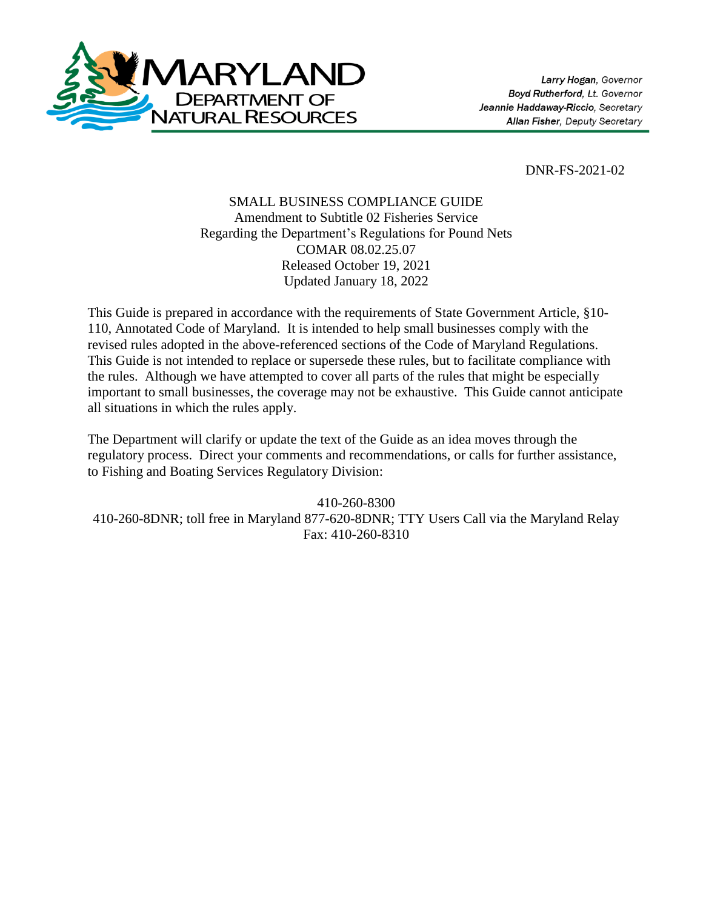**MARYLAND DEPARTMENT OF NATURAL RESOURCES**

*Larry Hogan, Governor*
*Boyd Rutherford, Lt. Governor*
*Jeannie Haddaway-Riccio, Secretary*
*Allan Fisher, Deputy Secretary*

DNR-FS-2021-02

SMALL BUSINESS COMPLIANCE GUIDE
Amendment to Subtitle 02 Fisheries Service
Regarding the Department's Regulations for Pound Nets
COMAR 08.02.25.07
Released October 19, 2021
Updated January 18, 2022

This Guide is prepared in accordance with the requirements of State Government Article, §10-110, Annotated Code of Maryland. It is intended to help small businesses comply with the revised rules adopted in the above-referenced sections of the Code of Maryland Regulations. This Guide is not intended to replace or supersede these rules, but to facilitate compliance with the rules. Although we have attempted to cover all parts of the rules that might be especially important to small businesses, the coverage may not be exhaustive. This Guide cannot anticipate all situations in which the rules apply.

The Department will clarify or update the text of the Guide as an idea moves through the regulatory process. Direct your comments and recommendations, or calls for further assistance, to Fishing and Boating Services Regulatory Division:

410-260-8300
410-260-8DNR; toll free in Maryland 877-620-8DNR; TTY Users Call via the Maryland Relay
Fax: 410-260-8310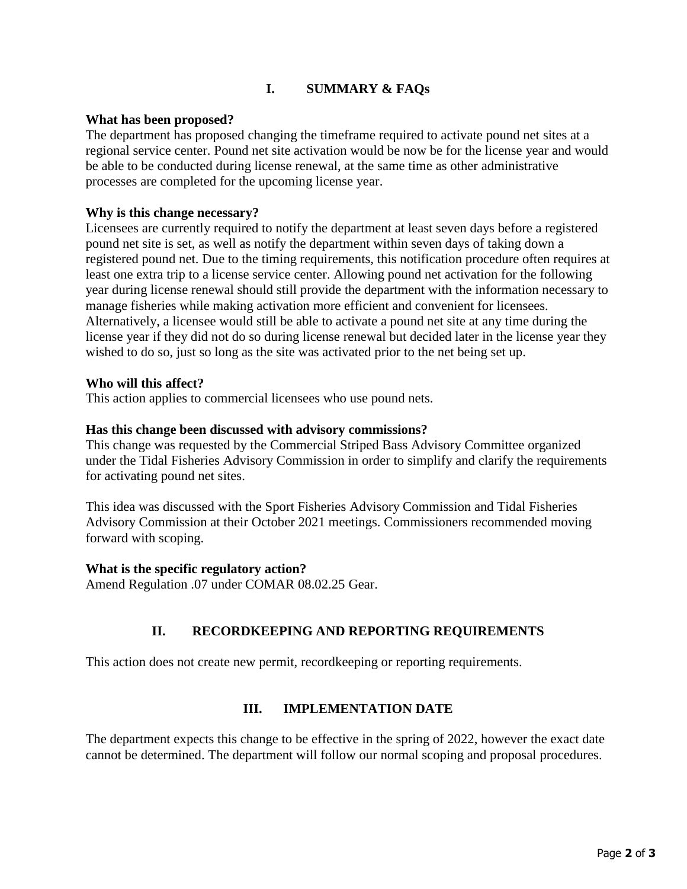## I. SUMMARY & FAQs

**What has been proposed?**

The department has proposed changing the timeframe required to activate pound net sites at a regional service center. Pound net site activation would be now be for the license year and would be able to be conducted during license renewal, at the same time as other administrative processes are completed for the upcoming license year.

**Why is this change necessary?**

Licensees are currently required to notify the department at least seven days before a registered pound net site is set, as well as notify the department within seven days of taking down a registered pound net. Due to the timing requirements, this notification procedure often requires at least one extra trip to a license service center. Allowing pound net activation for the following year during license renewal should still provide the department with the information necessary to manage fisheries while making activation more efficient and convenient for licensees. Alternatively, a licensee would still be able to activate a pound net site at any time during the license year if they did not do so during license renewal but decided later in the license year they wished to do so, just so long as the site was activated prior to the net being set up.

**Who will this affect?**

This action applies to commercial licensees who use pound nets.

**Has this change been discussed with advisory commissions?**

This change was requested by the Commercial Striped Bass Advisory Committee organized under the Tidal Fisheries Advisory Commission in order to simplify and clarify the requirements for activating pound net sites.

This idea was discussed with the Sport Fisheries Advisory Commission and Tidal Fisheries Advisory Commission at their October 2021 meetings. Commissioners recommended moving forward with scoping.

**What is the specific regulatory action?**

Amend Regulation .07 under COMAR 08.02.25 Gear.

## II. RECORDKEEPING AND REPORTING REQUIREMENTS

This action does not create new permit, recordkeeping or reporting requirements.

## III. IMPLEMENTATION DATE

The department expects this change to be effective in the spring of 2022, however the exact date cannot be determined. The department will follow our normal scoping and proposal procedures.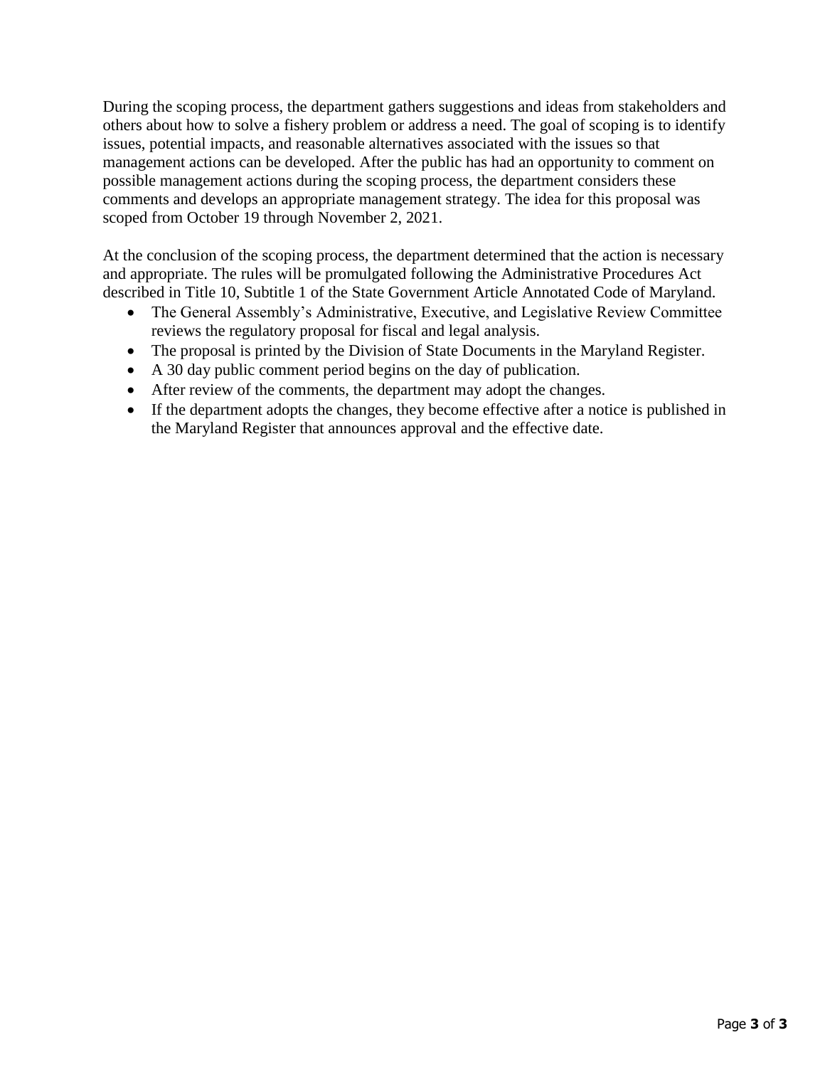During the scoping process, the department gathers suggestions and ideas from stakeholders and others about how to solve a fishery problem or address a need. The goal of scoping is to identify issues, potential impacts, and reasonable alternatives associated with the issues so that management actions can be developed. After the public has had an opportunity to comment on possible management actions during the scoping process, the department considers these comments and develops an appropriate management strategy. The idea for this proposal was scoped from October 19 through November 2, 2021.

At the conclusion of the scoping process, the department determined that the action is necessary and appropriate. The rules will be promulgated following the Administrative Procedures Act described in Title 10, Subtitle 1 of the State Government Article Annotated Code of Maryland.

- The General Assembly's Administrative, Executive, and Legislative Review Committee reviews the regulatory proposal for fiscal and legal analysis.
- The proposal is printed by the Division of State Documents in the Maryland Register.
- A 30 day public comment period begins on the day of publication.
- After review of the comments, the department may adopt the changes.
- If the department adopts the changes, they become effective after a notice is published in the Maryland Register that announces approval and the effective date.